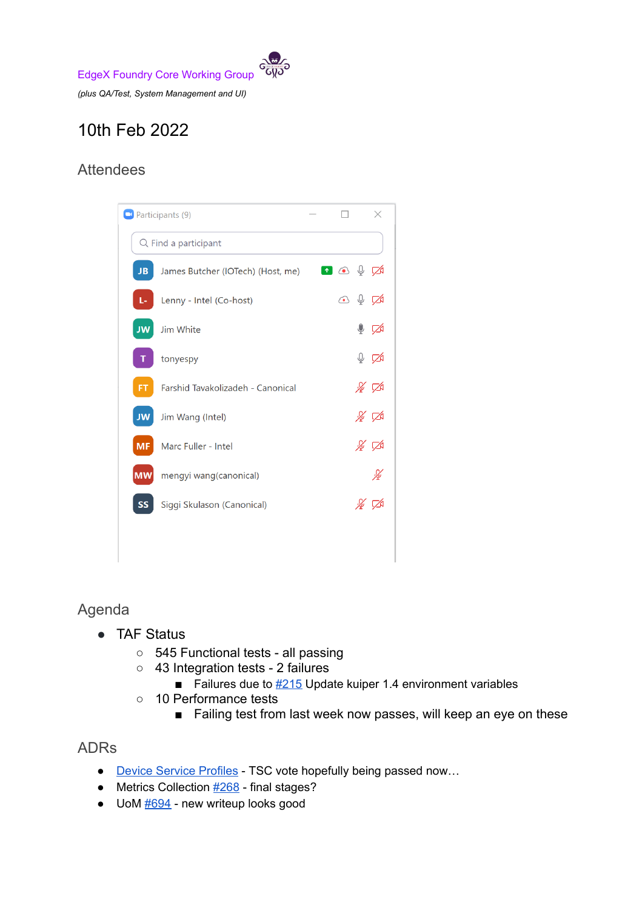EdgeX Foundry Core Working Group

*(plus QA/Test, System Management and UI)*

# 10th Feb 2022

## Attendees

Participants (9)

- James Butcher (IOTech) (Host, me)
- Lenny - Intel (Co-host)
- Jim White
- tonyespy
- Farshid Tavakolizadeh - Canonical
- Jim Wang (Intel)
- Marc Fuller - Intel
- mengyi wang(canonical)
- Siggi Skulason (Canonical)

## Agenda

- TAF Status
  - 545 Functional tests - all passing
  - 43 Integration tests - 2 failures
    - Failures due to #215 Update kuiper 1.4 environment variables
  - 10 Performance tests
    - Failing test from last week now passes, will keep an eye on these

## ADRs

- Device Service Profiles - TSC vote hopefully being passed now…
- Metrics Collection #268 - final stages?
- UoM #694 - new writeup looks good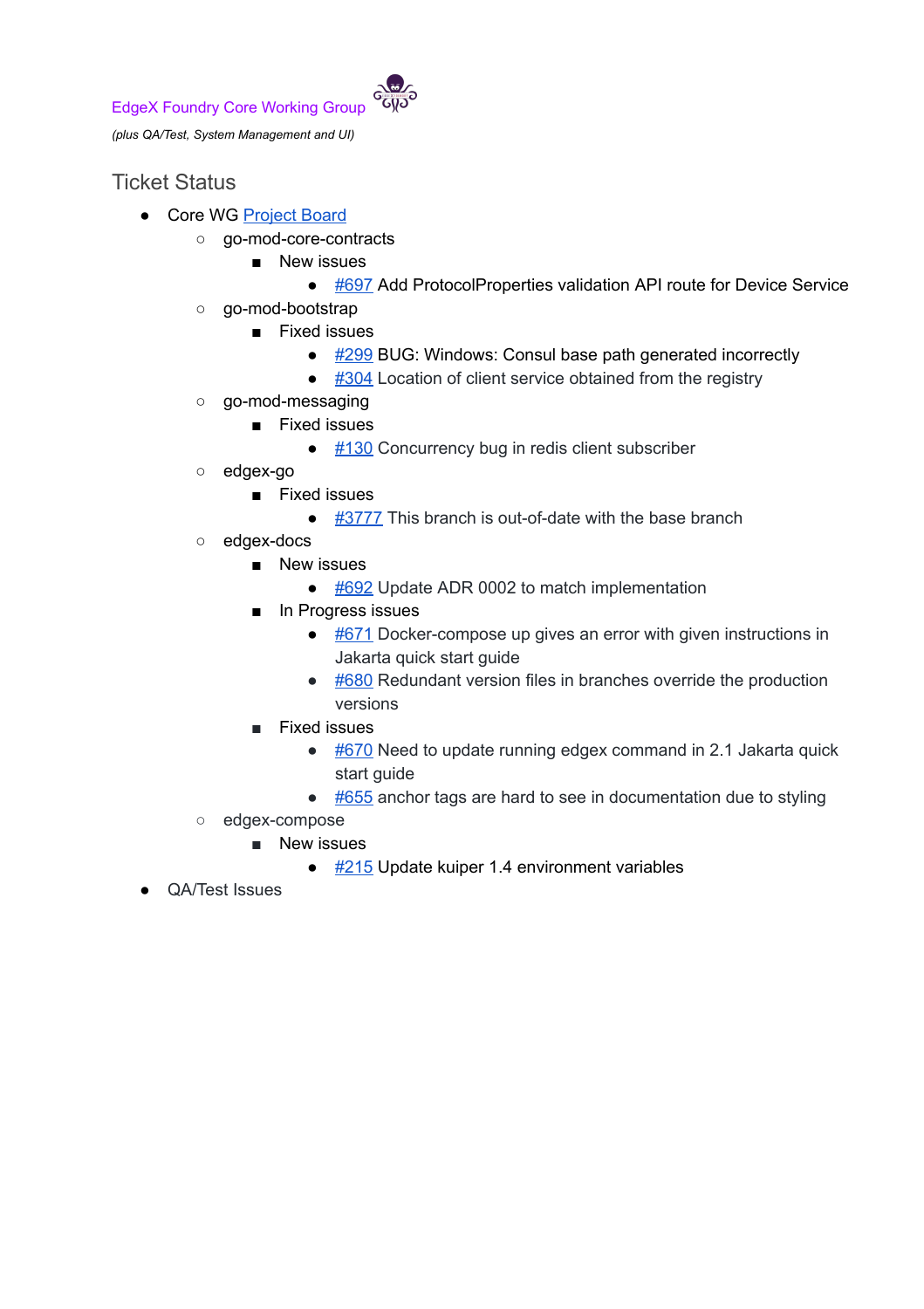EdgeX Foundry Core Working Group

*(plus QA/Test, System Management and UI)*

## Ticket Status

- Core WG Project Board
  - go-mod-core-contracts
    - New issues
      - #697 Add ProtocolProperties validation API route for Device Service
  - go-mod-bootstrap
    - Fixed issues
      - #299 BUG: Windows: Consul base path generated incorrectly
      - #304 Location of client service obtained from the registry
  - go-mod-messaging
    - Fixed issues
      - #130 Concurrency bug in redis client subscriber
  - edgex-go
    - Fixed issues
      - #3777 This branch is out-of-date with the base branch
  - edgex-docs
    - New issues
      - #692 Update ADR 0002 to match implementation
    - In Progress issues
      - #671 Docker-compose up gives an error with given instructions in Jakarta quick start guide
      - #680 Redundant version files in branches override the production versions
    - Fixed issues
      - #670 Need to update running edgex command in 2.1 Jakarta quick start guide
      - #655 anchor tags are hard to see in documentation due to styling
  - edgex-compose
    - New issues
      - #215 Update kuiper 1.4 environment variables
- QA/Test Issues